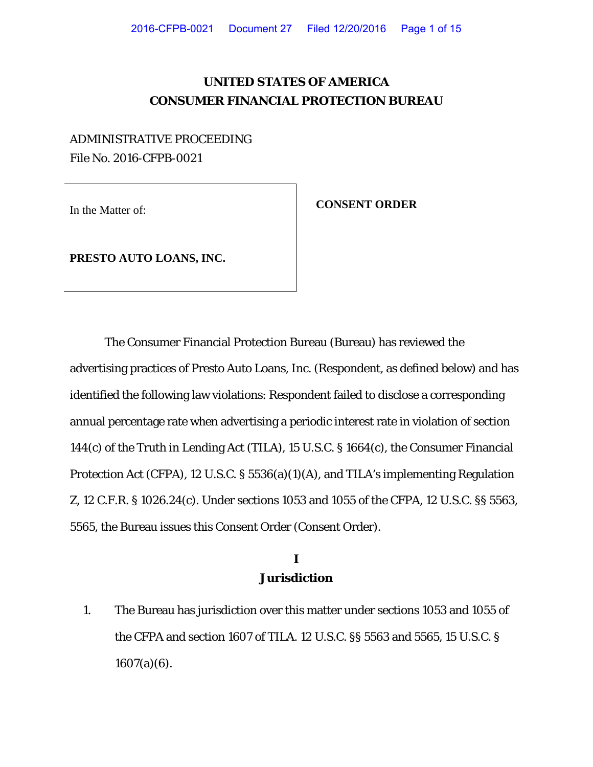# UNITED STATES OF AMERICA
# CONSUMER FINANCIAL PROTECTION BUREAU

ADMINISTRATIVE PROCEEDING
File No. 2016-CFPB-0021

In the Matter of:

**PRESTO AUTO LOANS, INC.**

**CONSENT ORDER**

The Consumer Financial Protection Bureau (Bureau) has reviewed the advertising practices of Presto Auto Loans, Inc. (Respondent, as defined below) and has identified the following law violations: Respondent failed to disclose a corresponding annual percentage rate when advertising a periodic interest rate in violation of section 144(c) of the Truth in Lending Act (TILA), 15 U.S.C. § 1664(c), the Consumer Financial Protection Act (CFPA), 12 U.S.C. § 5536(a)(1)(A), and TILA's implementing Regulation Z, 12 C.F.R. § 1026.24(c). Under sections 1053 and 1055 of the CFPA, 12 U.S.C. §§ 5563, 5565, the Bureau issues this Consent Order (Consent Order).

## I
## Jurisdiction

1. The Bureau has jurisdiction over this matter under sections 1053 and 1055 of the CFPA and section 1607 of TILA. 12 U.S.C. §§ 5563 and 5565, 15 U.S.C. § 1607(a)(6).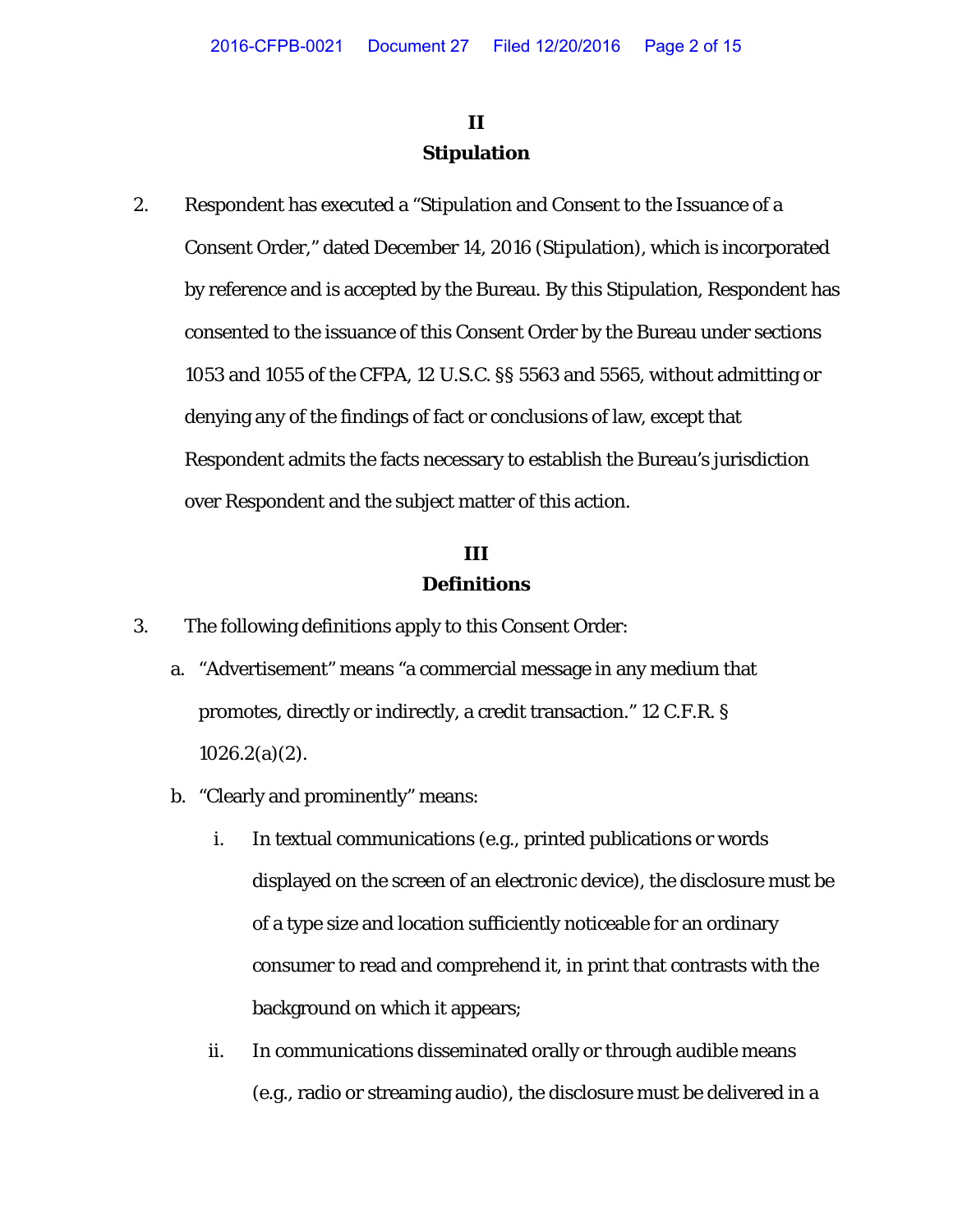# II
# Stipulation

2. Respondent has executed a "Stipulation and Consent to the Issuance of a Consent Order," dated December 14, 2016 (Stipulation), which is incorporated by reference and is accepted by the Bureau. By this Stipulation, Respondent has consented to the issuance of this Consent Order by the Bureau under sections 1053 and 1055 of the CFPA, 12 U.S.C. §§ 5563 and 5565, without admitting or denying any of the findings of fact or conclusions of law, except that Respondent admits the facts necessary to establish the Bureau's jurisdiction over Respondent and the subject matter of this action.

# III
# Definitions

3. The following definitions apply to this Consent Order:

   a. "Advertisement" means "a commercial message in any medium that promotes, directly or indirectly, a credit transaction." 12 C.F.R. § 1026.2(a)(2).

   b. "Clearly and prominently" means:

      i. In textual communications (e.g., printed publications or words displayed on the screen of an electronic device), the disclosure must be of a type size and location sufficiently noticeable for an ordinary consumer to read and comprehend it, in print that contrasts with the background on which it appears;

      ii. In communications disseminated orally or through audible means (e.g., radio or streaming audio), the disclosure must be delivered in a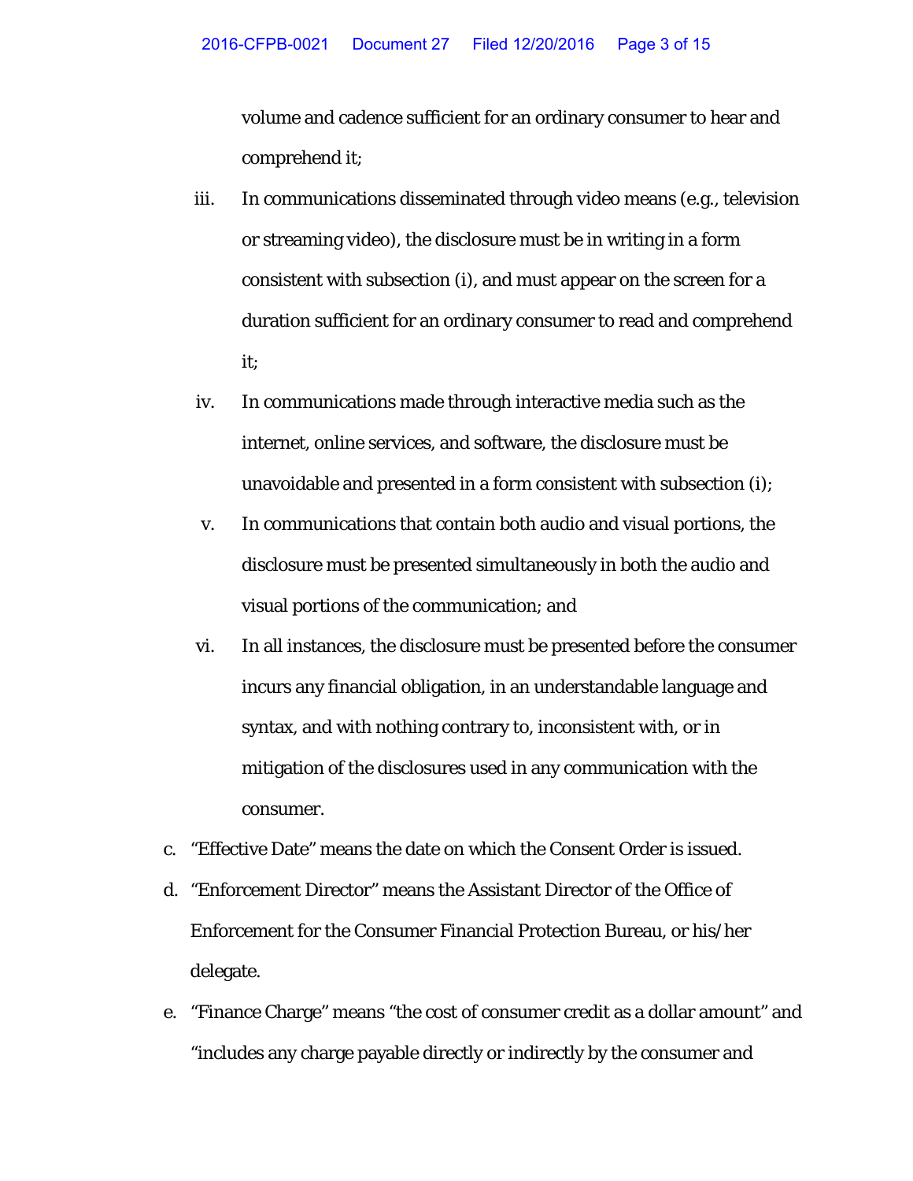volume and cadence sufficient for an ordinary consumer to hear and comprehend it;

iii. In communications disseminated through video means (e.g., television or streaming video), the disclosure must be in writing in a form consistent with subsection (i), and must appear on the screen for a duration sufficient for an ordinary consumer to read and comprehend it;

iv. In communications made through interactive media such as the internet, online services, and software, the disclosure must be unavoidable and presented in a form consistent with subsection (i);

v. In communications that contain both audio and visual portions, the disclosure must be presented simultaneously in both the audio and visual portions of the communication; and

vi. In all instances, the disclosure must be presented before the consumer incurs any financial obligation, in an understandable language and syntax, and with nothing contrary to, inconsistent with, or in mitigation of the disclosures used in any communication with the consumer.

c. "Effective Date" means the date on which the Consent Order is issued.

d. "Enforcement Director" means the Assistant Director of the Office of Enforcement for the Consumer Financial Protection Bureau, or his/her delegate.

e. "Finance Charge" means "the cost of consumer credit as a dollar amount" and "includes any charge payable directly or indirectly by the consumer and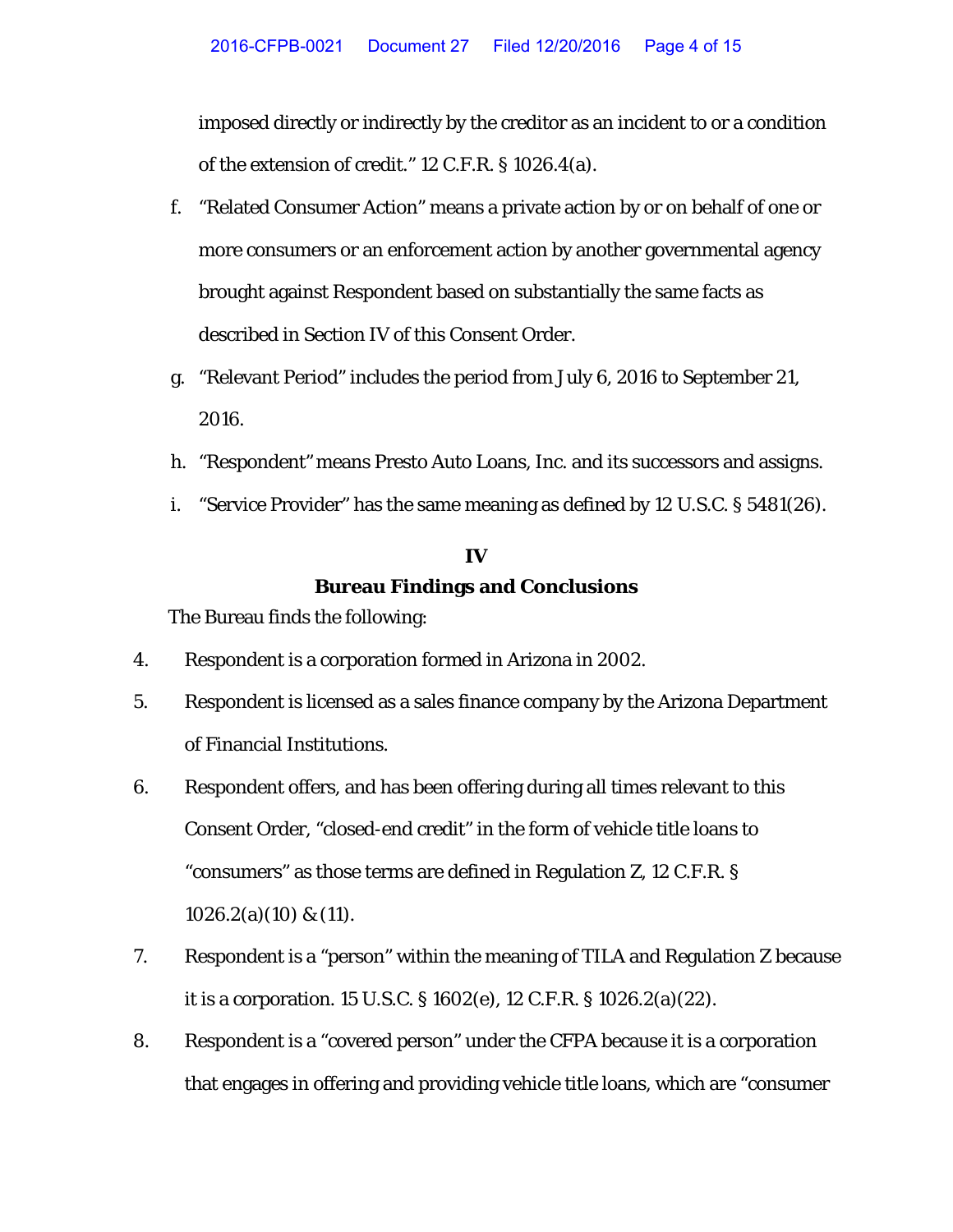imposed directly or indirectly by the creditor as an incident to or a condition of the extension of credit." 12 C.F.R. § 1026.4(a).

f. "Related Consumer Action" means a private action by or on behalf of one or more consumers or an enforcement action by another governmental agency brought against Respondent based on substantially the same facts as described in Section IV of this Consent Order.

g. "Relevant Period" includes the period from July 6, 2016 to September 21, 2016.

h. "Respondent" means Presto Auto Loans, Inc. and its successors and assigns.

i. "Service Provider" has the same meaning as defined by 12 U.S.C. § 5481(26).

## IV
## Bureau Findings and Conclusions

The Bureau finds the following:

4. Respondent is a corporation formed in Arizona in 2002.

5. Respondent is licensed as a sales finance company by the Arizona Department of Financial Institutions.

6. Respondent offers, and has been offering during all times relevant to this Consent Order, "closed-end credit" in the form of vehicle title loans to "consumers" as those terms are defined in Regulation Z, 12 C.F.R. § 1026.2(a)(10) & (11).

7. Respondent is a "person" within the meaning of TILA and Regulation Z because it is a corporation. 15 U.S.C. § 1602(e), 12 C.F.R. § 1026.2(a)(22).

8. Respondent is a "covered person" under the CFPA because it is a corporation that engages in offering and providing vehicle title loans, which are "consumer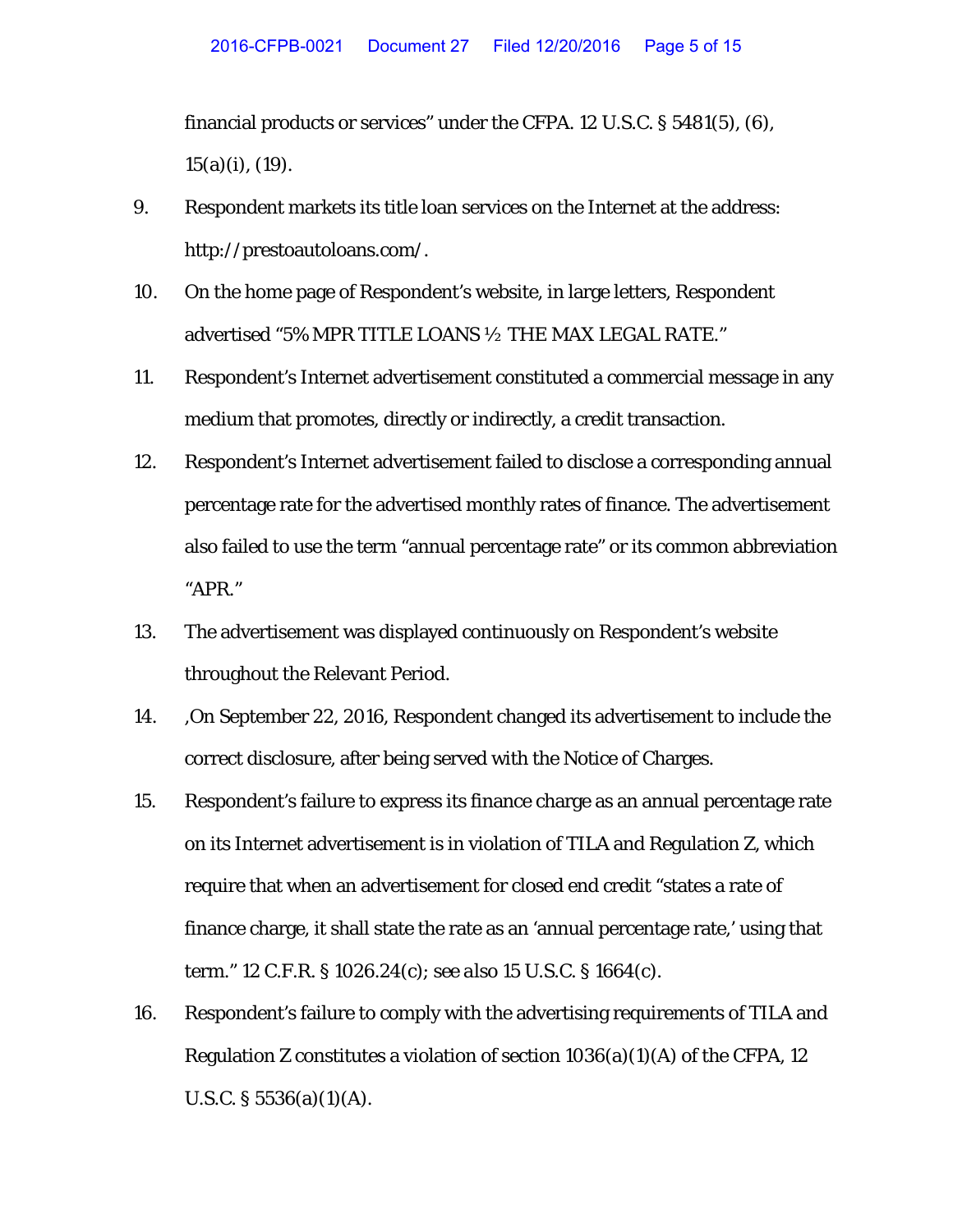financial products or services" under the CFPA. 12 U.S.C. § 5481(5), (6), 15(a)(i), (19).

9. Respondent markets its title loan services on the Internet at the address: http://prestoautoloans.com/.

10. On the home page of Respondent's website, in large letters, Respondent advertised "5% MPR TITLE LOANS ½ THE MAX LEGAL RATE."

11. Respondent's Internet advertisement constituted a commercial message in any medium that promotes, directly or indirectly, a credit transaction.

12. Respondent's Internet advertisement failed to disclose a corresponding annual percentage rate for the advertised monthly rates of finance. The advertisement also failed to use the term "annual percentage rate" or its common abbreviation "APR."

13. The advertisement was displayed continuously on Respondent's website throughout the Relevant Period.

14. ,On September 22, 2016, Respondent changed its advertisement to include the correct disclosure, after being served with the Notice of Charges.

15. Respondent's failure to express its finance charge as an annual percentage rate on its Internet advertisement is in violation of TILA and Regulation Z, which require that when an advertisement for closed end credit "states a rate of finance charge, it shall state the rate as an 'annual percentage rate,' using that term." 12 C.F.R. § 1026.24(c); *see also* 15 U.S.C. § 1664(c).

16. Respondent's failure to comply with the advertising requirements of TILA and Regulation Z constitutes a violation of section 1036(a)(1)(A) of the CFPA, 12 U.S.C. § 5536(a)(1)(A).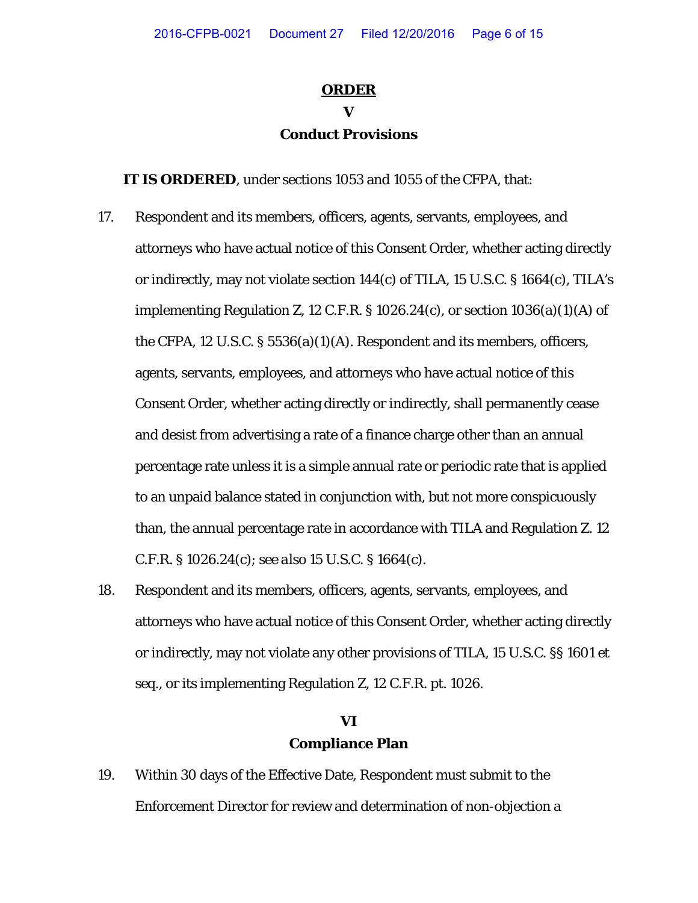# ORDER

## V

## Conduct Provisions

**IT IS ORDERED**, under sections 1053 and 1055 of the CFPA, that:

17. Respondent and its members, officers, agents, servants, employees, and attorneys who have actual notice of this Consent Order, whether acting directly or indirectly, may not violate section 144(c) of TILA, 15 U.S.C. § 1664(c), TILA's implementing Regulation Z, 12 C.F.R. § 1026.24(c), or section 1036(a)(1)(A) of the CFPA, 12 U.S.C. § 5536(a)(1)(A). Respondent and its members, officers, agents, servants, employees, and attorneys who have actual notice of this Consent Order, whether acting directly or indirectly, shall permanently cease and desist from advertising a rate of a finance charge other than an annual percentage rate unless it is a simple annual rate or periodic rate that is applied to an unpaid balance stated in conjunction with, but not more conspicuously than, the annual percentage rate in accordance with TILA and Regulation Z. 12 C.F.R. § 1026.24(c); *see also* 15 U.S.C. § 1664(c).

18. Respondent and its members, officers, agents, servants, employees, and attorneys who have actual notice of this Consent Order, whether acting directly or indirectly, may not violate any other provisions of TILA, 15 U.S.C. §§ 1601 et seq., or its implementing Regulation Z, 12 C.F.R. pt. 1026.

## VI

## Compliance Plan

19. Within 30 days of the Effective Date, Respondent must submit to the Enforcement Director for review and determination of non-objection a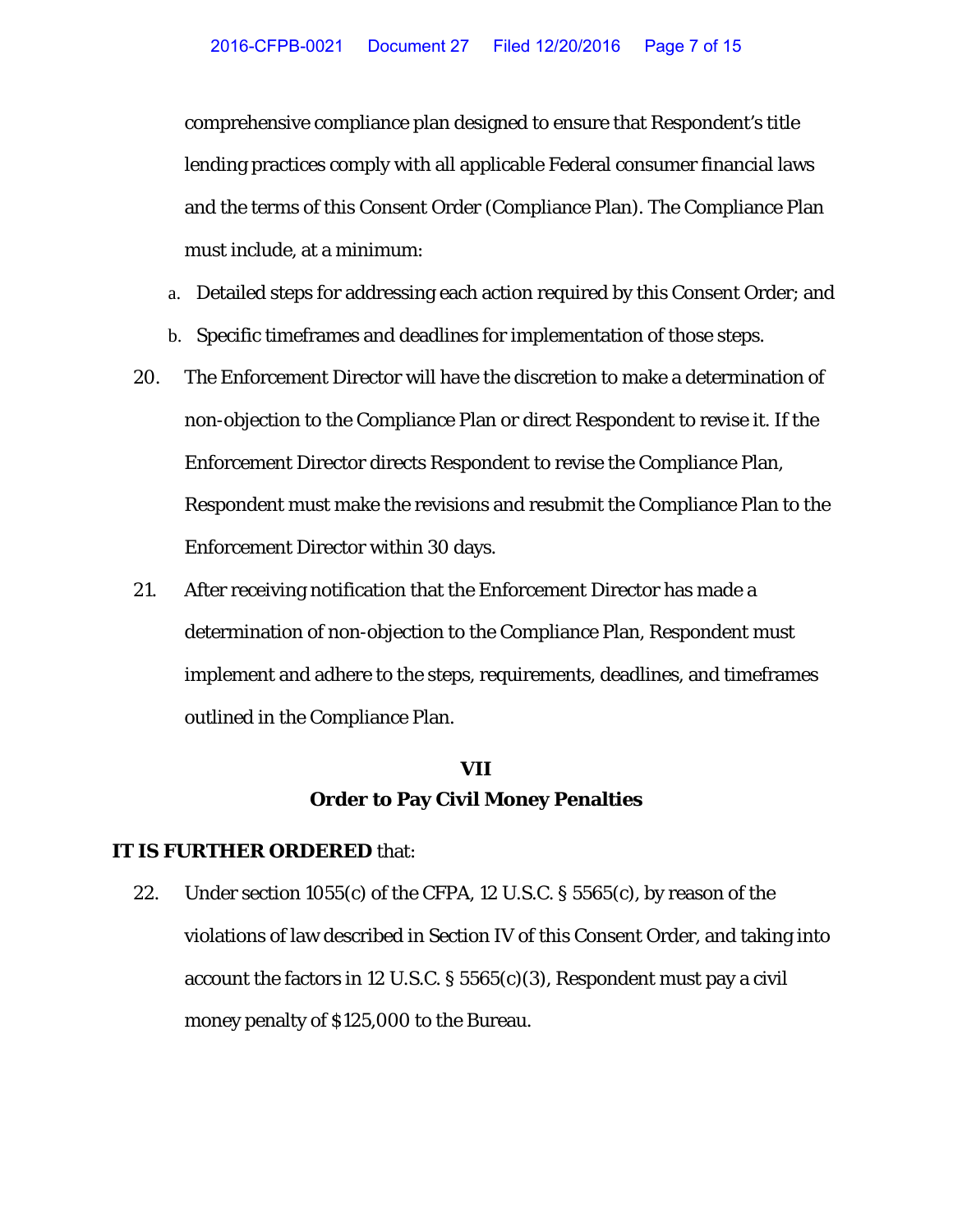comprehensive compliance plan designed to ensure that Respondent's title lending practices comply with all applicable Federal consumer financial laws and the terms of this Consent Order (Compliance Plan). The Compliance Plan must include, at a minimum:

a. Detailed steps for addressing each action required by this Consent Order; and

b. Specific timeframes and deadlines for implementation of those steps.

20. The Enforcement Director will have the discretion to make a determination of non-objection to the Compliance Plan or direct Respondent to revise it. If the Enforcement Director directs Respondent to revise the Compliance Plan, Respondent must make the revisions and resubmit the Compliance Plan to the Enforcement Director within 30 days.

21. After receiving notification that the Enforcement Director has made a determination of non-objection to the Compliance Plan, Respondent must implement and adhere to the steps, requirements, deadlines, and timeframes outlined in the Compliance Plan.

## VII
## Order to Pay Civil Money Penalties

**IT IS FURTHER ORDERED** that:

22. Under section 1055(c) of the CFPA, 12 U.S.C. § 5565(c), by reason of the violations of law described in Section IV of this Consent Order, and taking into account the factors in 12 U.S.C. § 5565(c)(3), Respondent must pay a civil money penalty of $125,000 to the Bureau.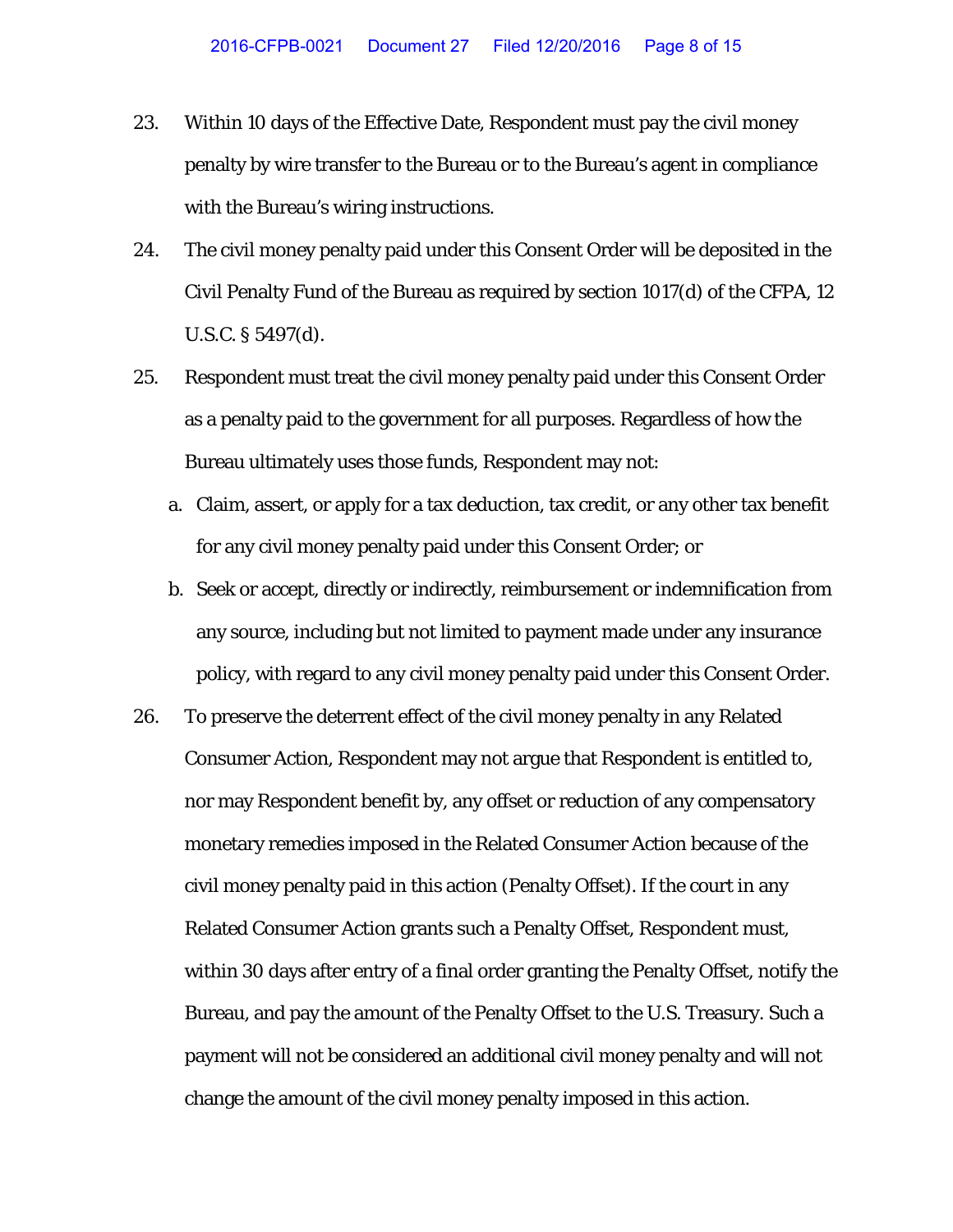23. Within 10 days of the Effective Date, Respondent must pay the civil money penalty by wire transfer to the Bureau or to the Bureau's agent in compliance with the Bureau's wiring instructions.

24. The civil money penalty paid under this Consent Order will be deposited in the Civil Penalty Fund of the Bureau as required by section 1017(d) of the CFPA, 12 U.S.C. § 5497(d).

25. Respondent must treat the civil money penalty paid under this Consent Order as a penalty paid to the government for all purposes. Regardless of how the Bureau ultimately uses those funds, Respondent may not:

    a. Claim, assert, or apply for a tax deduction, tax credit, or any other tax benefit for any civil money penalty paid under this Consent Order; or

    b. Seek or accept, directly or indirectly, reimbursement or indemnification from any source, including but not limited to payment made under any insurance policy, with regard to any civil money penalty paid under this Consent Order.

26. To preserve the deterrent effect of the civil money penalty in any Related Consumer Action, Respondent may not argue that Respondent is entitled to, nor may Respondent benefit by, any offset or reduction of any compensatory monetary remedies imposed in the Related Consumer Action because of the civil money penalty paid in this action (Penalty Offset). If the court in any Related Consumer Action grants such a Penalty Offset, Respondent must, within 30 days after entry of a final order granting the Penalty Offset, notify the Bureau, and pay the amount of the Penalty Offset to the U.S. Treasury. Such a payment will not be considered an additional civil money penalty and will not change the amount of the civil money penalty imposed in this action.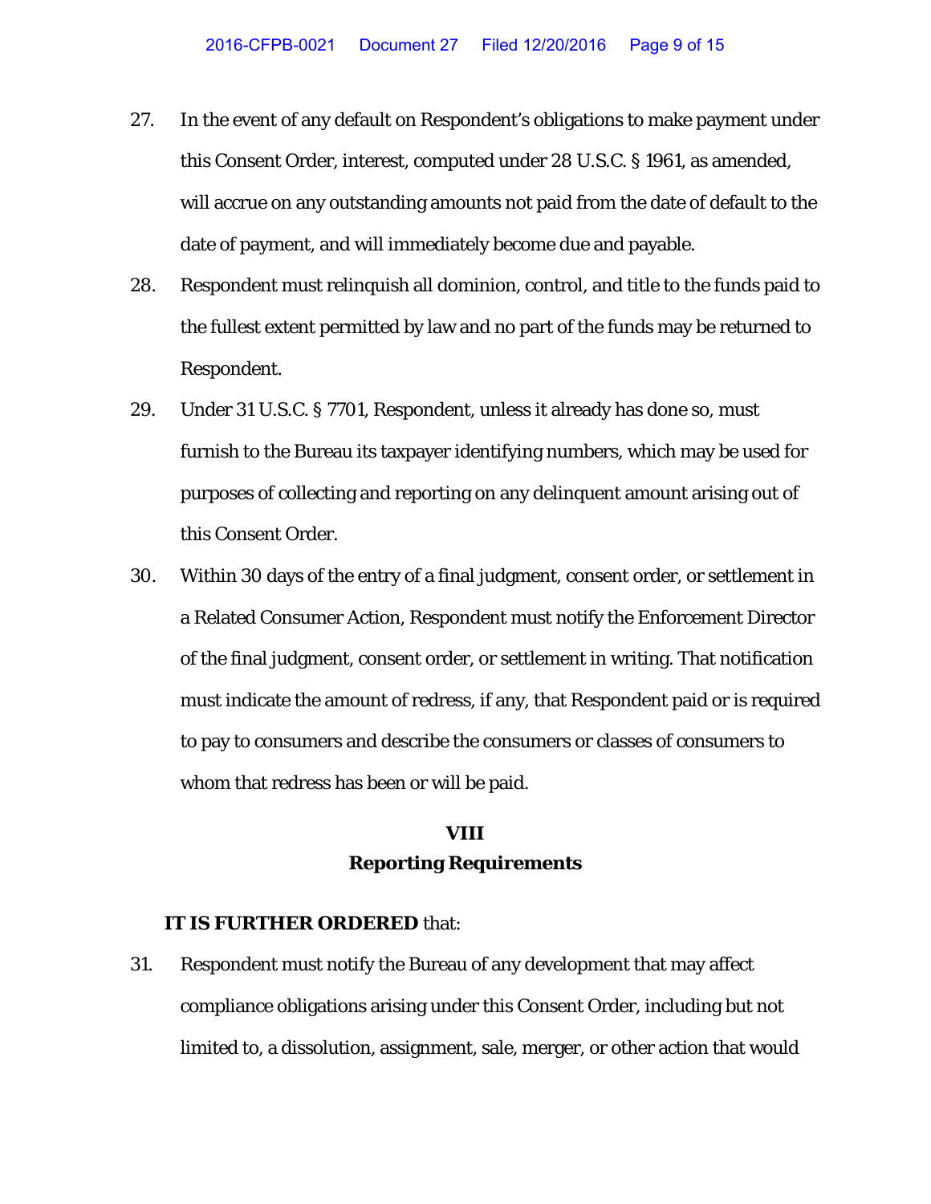27. In the event of any default on Respondent's obligations to make payment under this Consent Order, interest, computed under 28 U.S.C. § 1961, as amended, will accrue on any outstanding amounts not paid from the date of default to the date of payment, and will immediately become due and payable.

28. Respondent must relinquish all dominion, control, and title to the funds paid to the fullest extent permitted by law and no part of the funds may be returned to Respondent.

29. Under 31 U.S.C. § 7701, Respondent, unless it already has done so, must furnish to the Bureau its taxpayer identifying numbers, which may be used for purposes of collecting and reporting on any delinquent amount arising out of this Consent Order.

30. Within 30 days of the entry of a final judgment, consent order, or settlement in a Related Consumer Action, Respondent must notify the Enforcement Director of the final judgment, consent order, or settlement in writing. That notification must indicate the amount of redress, if any, that Respondent paid or is required to pay to consumers and describe the consumers or classes of consumers to whom that redress has been or will be paid.

## VIII
## Reporting Requirements

**IT IS FURTHER ORDERED** that:

31. Respondent must notify the Bureau of any development that may affect compliance obligations arising under this Consent Order, including but not limited to, a dissolution, assignment, sale, merger, or other action that would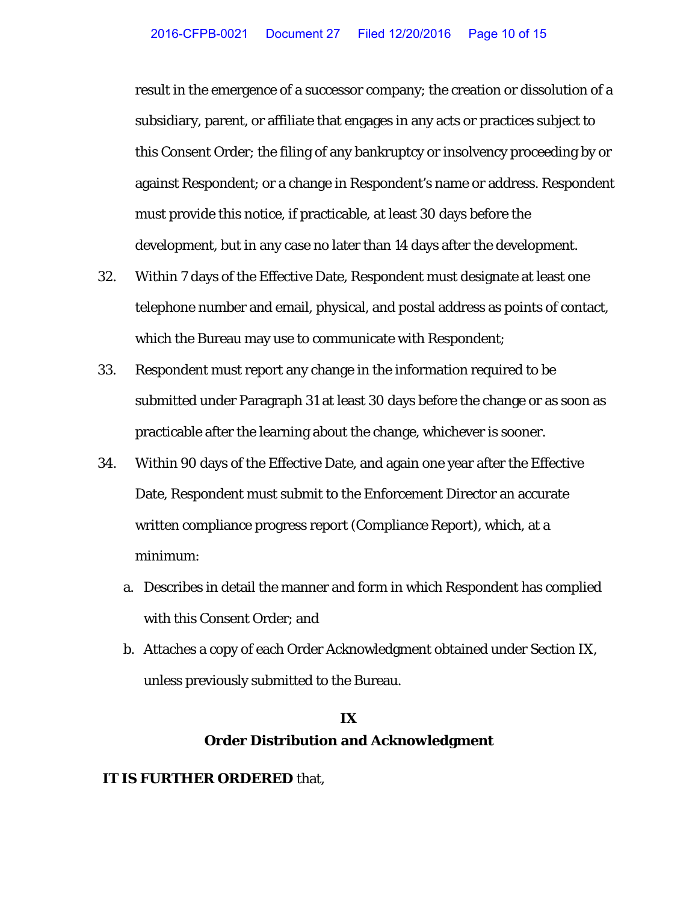result in the emergence of a successor company; the creation or dissolution of a subsidiary, parent, or affiliate that engages in any acts or practices subject to this Consent Order; the filing of any bankruptcy or insolvency proceeding by or against Respondent; or a change in Respondent's name or address. Respondent must provide this notice, if practicable, at least 30 days before the development, but in any case no later than 14 days after the development.

32. Within 7 days of the Effective Date, Respondent must designate at least one telephone number and email, physical, and postal address as points of contact, which the Bureau may use to communicate with Respondent;

33. Respondent must report any change in the information required to be submitted under Paragraph 31 at least 30 days before the change or as soon as practicable after the learning about the change, whichever is sooner.

34. Within 90 days of the Effective Date, and again one year after the Effective Date, Respondent must submit to the Enforcement Director an accurate written compliance progress report (Compliance Report), which, at a minimum:

    a. Describes in detail the manner and form in which Respondent has complied with this Consent Order; and

    b. Attaches a copy of each Order Acknowledgment obtained under Section IX, unless previously submitted to the Bureau.

## IX
## Order Distribution and Acknowledgment

**IT IS FURTHER ORDERED** that,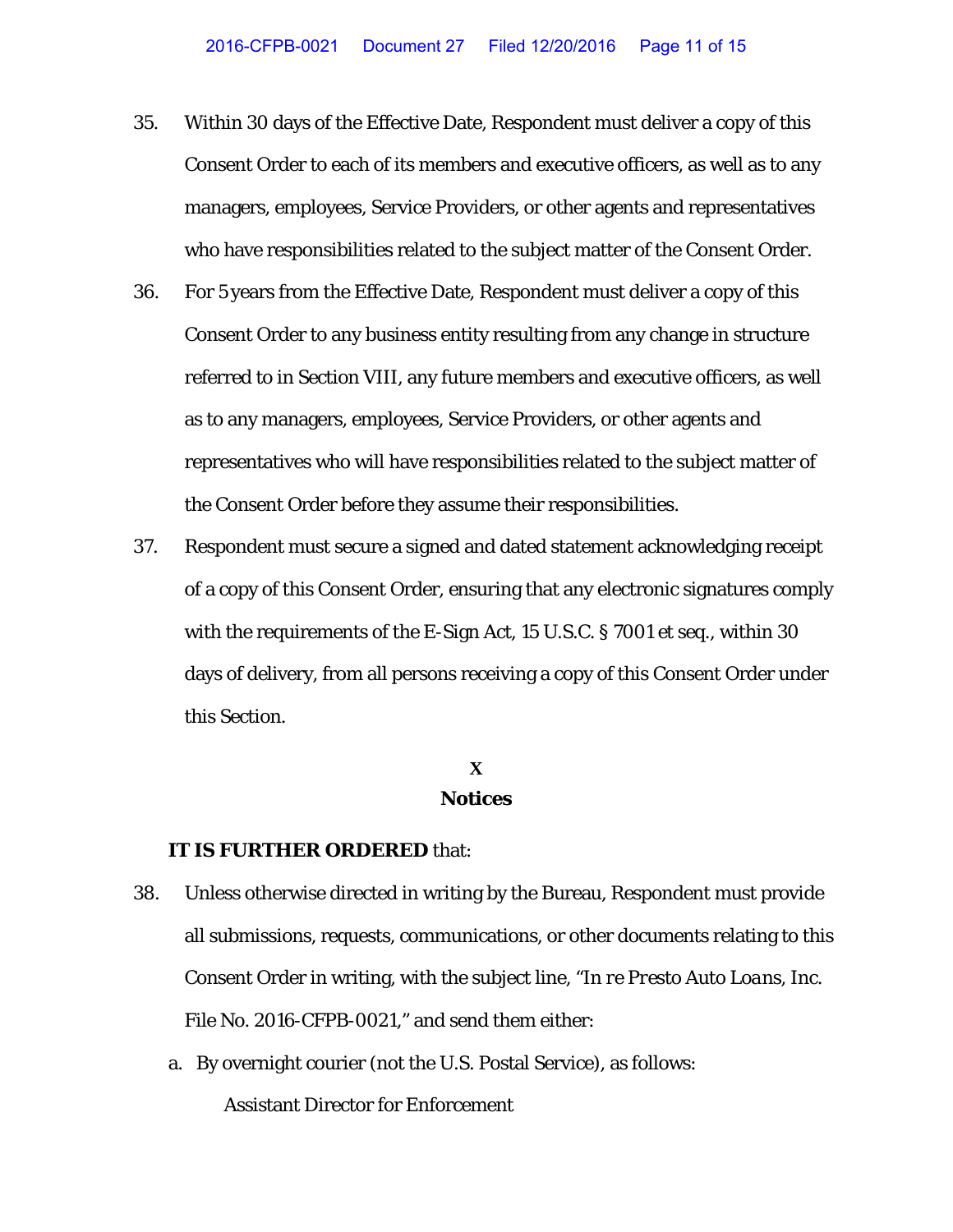35. Within 30 days of the Effective Date, Respondent must deliver a copy of this Consent Order to each of its members and executive officers, as well as to any managers, employees, Service Providers, or other agents and representatives who have responsibilities related to the subject matter of the Consent Order.

36. For 5 years from the Effective Date, Respondent must deliver a copy of this Consent Order to any business entity resulting from any change in structure referred to in Section VIII, any future members and executive officers, as well as to any managers, employees, Service Providers, or other agents and representatives who will have responsibilities related to the subject matter of the Consent Order before they assume their responsibilities.

37. Respondent must secure a signed and dated statement acknowledging receipt of a copy of this Consent Order, ensuring that any electronic signatures comply with the requirements of the E-Sign Act, 15 U.S.C. § 7001 *et seq.*, within 30 days of delivery, from all persons receiving a copy of this Consent Order under this Section.

## X
## Notices

**IT IS FURTHER ORDERED** that:

38. Unless otherwise directed in writing by the Bureau, Respondent must provide all submissions, requests, communications, or other documents relating to this Consent Order in writing, with the subject line, "*In re Presto Auto Loans*, Inc. File No. 2016-CFPB-0021," and send them either:

    a. By overnight courier (not the U.S. Postal Service), as follows:

        Assistant Director for Enforcement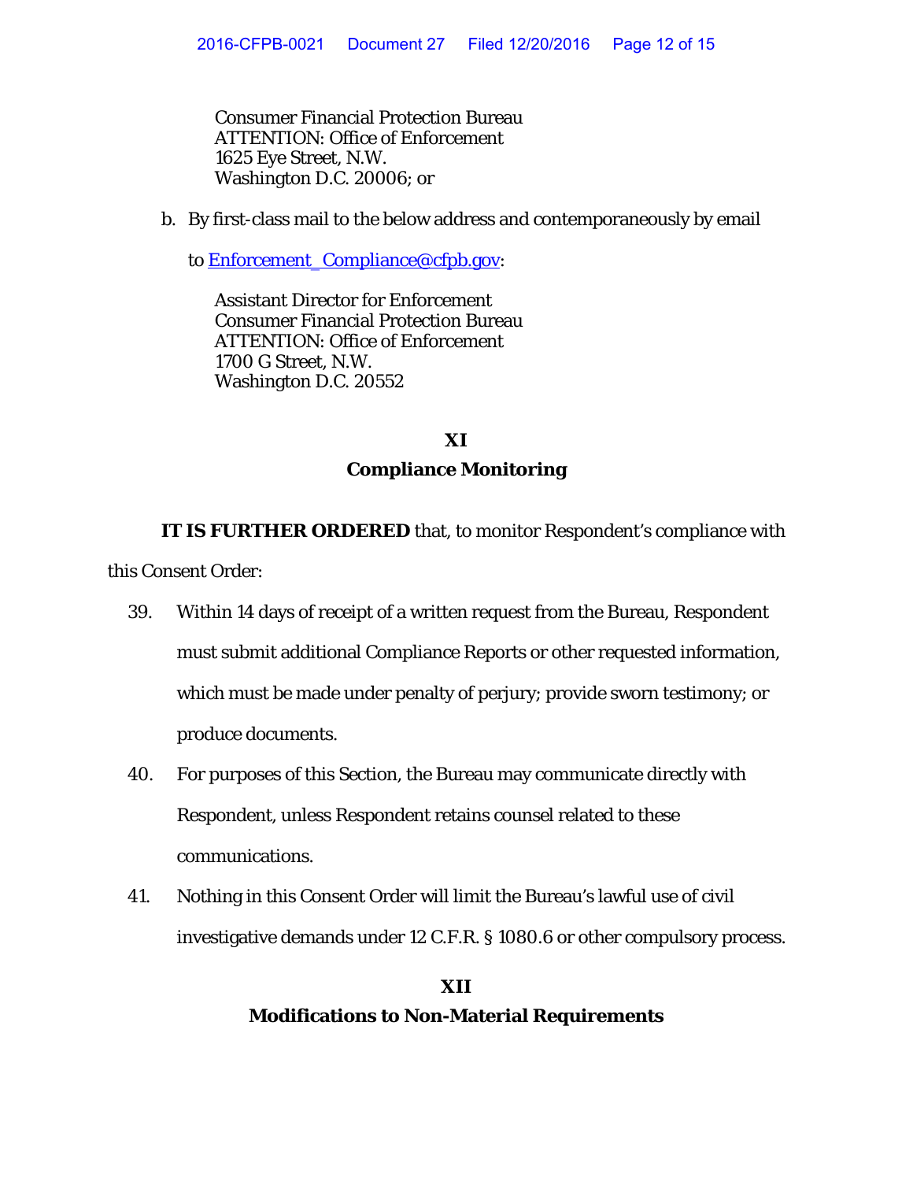Consumer Financial Protection Bureau
ATTENTION: Office of Enforcement
1625 Eye Street, N.W.
Washington D.C. 20006; or

b. By first-class mail to the below address and contemporaneously by email to Enforcement_Compliance@cfpb.gov:

Assistant Director for Enforcement
Consumer Financial Protection Bureau
ATTENTION: Office of Enforcement
1700 G Street, N.W.
Washington D.C. 20552

## XI
## Compliance Monitoring

**IT IS FURTHER ORDERED** that, to monitor Respondent's compliance with this Consent Order:

39. Within 14 days of receipt of a written request from the Bureau, Respondent must submit additional Compliance Reports or other requested information, which must be made under penalty of perjury; provide sworn testimony; or produce documents.

40. For purposes of this Section, the Bureau may communicate directly with Respondent, unless Respondent retains counsel related to these communications.

41. Nothing in this Consent Order will limit the Bureau's lawful use of civil investigative demands under 12 C.F.R. § 1080.6 or other compulsory process.

## XII
## Modifications to Non-Material Requirements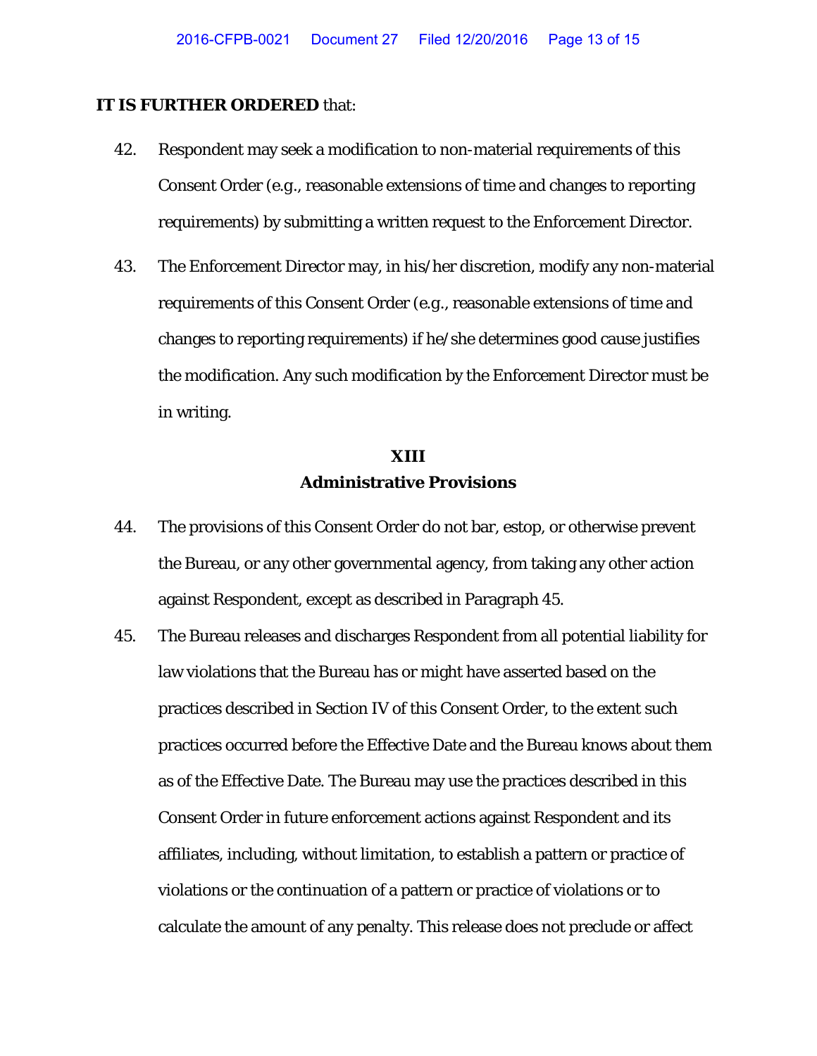**IT IS FURTHER ORDERED** that:

42. Respondent may seek a modification to non-material requirements of this Consent Order (e.g., reasonable extensions of time and changes to reporting requirements) by submitting a written request to the Enforcement Director.

43. The Enforcement Director may, in his/her discretion, modify any non-material requirements of this Consent Order (e.g., reasonable extensions of time and changes to reporting requirements) if he/she determines good cause justifies the modification. Any such modification by the Enforcement Director must be in writing.

## XIII
## Administrative Provisions

44. The provisions of this Consent Order do not bar, estop, or otherwise prevent the Bureau, or any other governmental agency, from taking any other action against Respondent, except as described in Paragraph 45.

45. The Bureau releases and discharges Respondent from all potential liability for law violations that the Bureau has or might have asserted based on the practices described in Section IV of this Consent Order, to the extent such practices occurred before the Effective Date and the Bureau knows about them as of the Effective Date. The Bureau may use the practices described in this Consent Order in future enforcement actions against Respondent and its affiliates, including, without limitation, to establish a pattern or practice of violations or the continuation of a pattern or practice of violations or to calculate the amount of any penalty. This release does not preclude or affect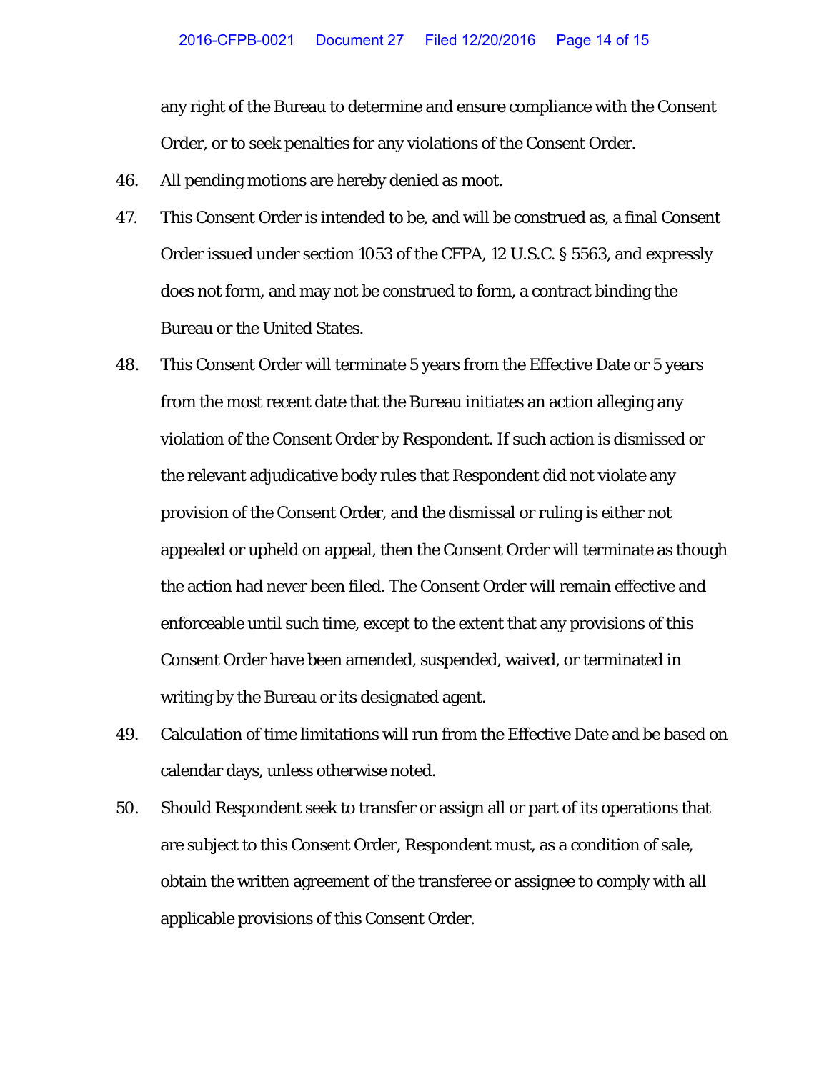any right of the Bureau to determine and ensure compliance with the Consent Order, or to seek penalties for any violations of the Consent Order.

46. All pending motions are hereby denied as moot.

47. This Consent Order is intended to be, and will be construed as, a final Consent Order issued under section 1053 of the CFPA, 12 U.S.C. § 5563, and expressly does not form, and may not be construed to form, a contract binding the Bureau or the United States.

48. This Consent Order will terminate 5 years from the Effective Date or 5 years from the most recent date that the Bureau initiates an action alleging any violation of the Consent Order by Respondent. If such action is dismissed or the relevant adjudicative body rules that Respondent did not violate any provision of the Consent Order, and the dismissal or ruling is either not appealed or upheld on appeal, then the Consent Order will terminate as though the action had never been filed. The Consent Order will remain effective and enforceable until such time, except to the extent that any provisions of this Consent Order have been amended, suspended, waived, or terminated in writing by the Bureau or its designated agent.

49. Calculation of time limitations will run from the Effective Date and be based on calendar days, unless otherwise noted.

50. Should Respondent seek to transfer or assign all or part of its operations that are subject to this Consent Order, Respondent must, as a condition of sale, obtain the written agreement of the transferee or assignee to comply with all applicable provisions of this Consent Order.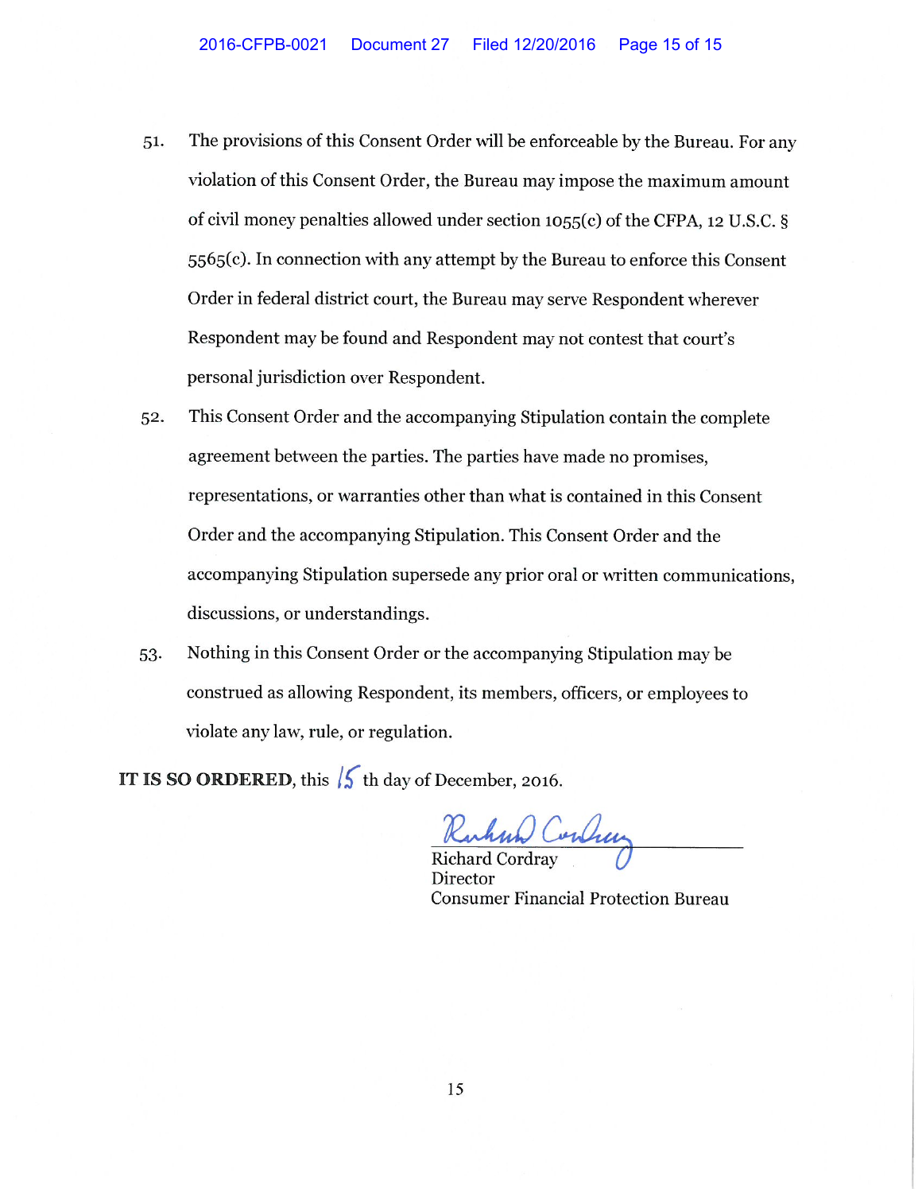51. The provisions of this Consent Order will be enforceable by the Bureau. For any violation of this Consent Order, the Bureau may impose the maximum amount of civil money penalties allowed under section 1055(c) of the CFPA, 12 U.S.C. § 5565(c). In connection with any attempt by the Bureau to enforce this Consent Order in federal district court, the Bureau may serve Respondent wherever Respondent may be found and Respondent may not contest that court's personal jurisdiction over Respondent.

52. This Consent Order and the accompanying Stipulation contain the complete agreement between the parties. The parties have made no promises, representations, or warranties other than what is contained in this Consent Order and the accompanying Stipulation. This Consent Order and the accompanying Stipulation supersede any prior oral or written communications, discussions, or understandings.

53. Nothing in this Consent Order or the accompanying Stipulation may be construed as allowing Respondent, its members, officers, or employees to violate any law, rule, or regulation.

**IT IS SO ORDERED**, this 15 th day of December, 2016.

Richard Cordray
Director
Consumer Financial Protection Bureau